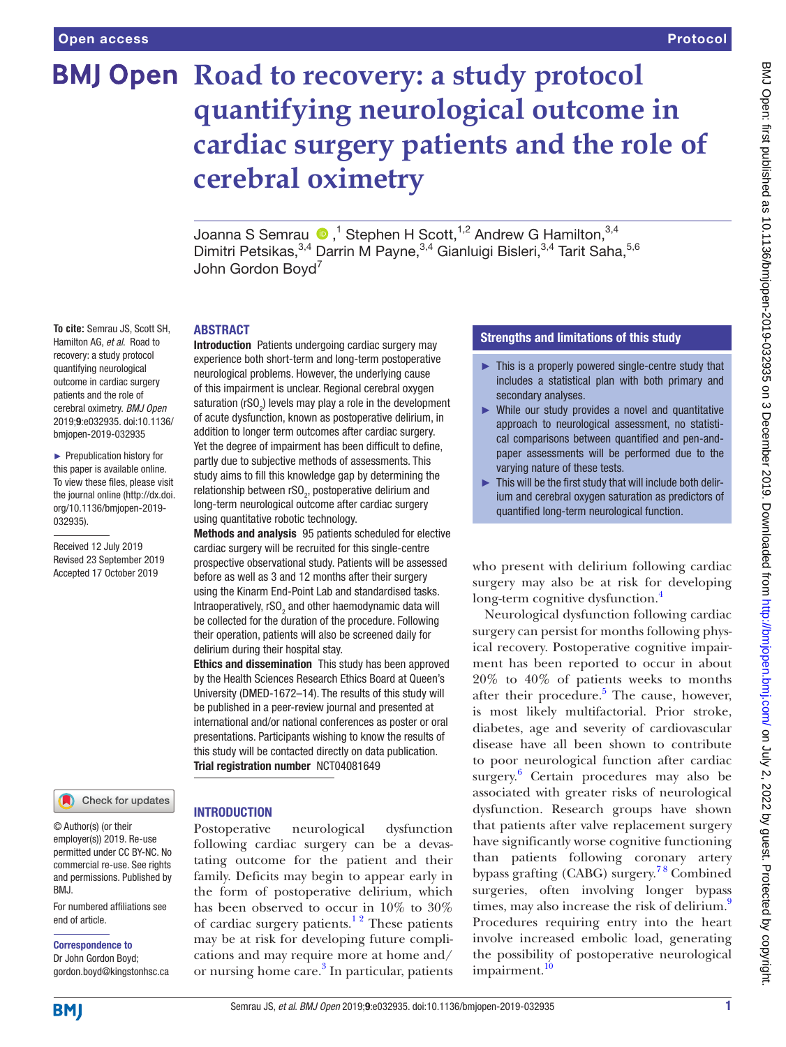Open access

Protocol

# Road to recovery: a study protocol quantifying neurological outcome in cardiac surgery patients and the role of cerebral oximetry

Joanna S Semrau,[1] Stephen H Scott,[1,2] Andrew G Hamilton,[3,4] Dimitri Petsikas,[3,4] Darrin M Payne,[3,4] Gianluigi Bisleri,[3,4] Tarit Saha,[5,6] John Gordon Boyd[7]

**To cite:** Semrau JS, Scott SH, Hamilton AG, *et al*. Road to recovery: a study protocol quantifying neurological outcome in cardiac surgery patients and the role of cerebral oximetry. *BMJ Open* 2019;**9**:e032935. doi:10.1136/bmjopen-2019-032935

► Prepublication history for this paper is available online. To view these files, please visit the journal online (http://dx.doi.org/10.1136/bmjopen-2019-032935).

Received 12 July 2019
Revised 23 September 2019
Accepted 17 October 2019

© Author(s) (or their employer(s)) 2019. Re-use permitted under CC BY-NC. No commercial re-use. See rights and permissions. Published by BMJ.

For numbered affiliations see end of article.

**Correspondence to**
Dr John Gordon Boyd;
gordon.boyd@kingstonhsc.ca

## ABSTRACT

**Introduction** Patients undergoing cardiac surgery may experience both short-term and long-term postoperative neurological problems. However, the underlying cause of this impairment is unclear. Regional cerebral oxygen saturation ($rSO_2$) levels may play a role in the development of acute dysfunction, known as postoperative delirium, in addition to longer term outcomes after cardiac surgery. Yet the degree of impairment has been difficult to define, partly due to subjective methods of assessments. This study aims to fill this knowledge gap by determining the relationship between $rSO_2$, postoperative delirium and long-term neurological outcome after cardiac surgery using quantitative robotic technology.

**Methods and analysis** 95 patients scheduled for elective cardiac surgery will be recruited for this single-centre prospective observational study. Patients will be assessed before as well as 3 and 12 months after their surgery using the Kinarm End-Point Lab and standardised tasks. Intraoperatively, $rSO_2$ and other haemodynamic data will be collected for the duration of the procedure. Following their operation, patients will also be screened daily for delirium during their hospital stay.

**Ethics and dissemination** This study has been approved by the Health Sciences Research Ethics Board at Queen's University (DMED-1672–14). The results of this study will be published in a peer-review journal and presented at international and/or national conferences as poster or oral presentations. Participants wishing to know the results of this study will be contacted directly on data publication.

**Trial registration number** NCT04081649

### Strengths and limitations of this study

- ► This is a properly powered single-centre study that includes a statistical plan with both primary and secondary analyses.
- ► While our study provides a novel and quantitative approach to neurological assessment, no statistical comparisons between quantified and pen-and-paper assessments will be performed due to the varying nature of these tests.
- ► This will be the first study that will include both delirium and cerebral oxygen saturation as predictors of quantified long-term neurological function.

## INTRODUCTION

Postoperative neurological dysfunction following cardiac surgery can be a devastating outcome for the patient and their family. Deficits may begin to appear early in the form of postoperative delirium, which has been observed to occur in 10% to 30% of cardiac surgery patients.[1,2] These patients may be at risk for developing future complications and may require more at home and/or nursing home care.[3] In particular, patients who present with delirium following cardiac surgery may also be at risk for developing long-term cognitive dysfunction.[4]

Neurological dysfunction following cardiac surgery can persist for months following physical recovery. Postoperative cognitive impairment has been reported to occur in about 20% to 40% of patients weeks to months after their procedure.[5] The cause, however, is most likely multifactorial. Prior stroke, diabetes, age and severity of cardiovascular disease have all been shown to contribute to poor neurological function after cardiac surgery.[6] Certain procedures may also be associated with greater risks of neurological dysfunction. Research groups have shown that patients after valve replacement surgery have significantly worse cognitive functioning than patients following coronary artery bypass grafting (CABG) surgery.[7,8] Combined surgeries, often involving longer bypass times, may also increase the risk of delirium.[9] Procedures requiring entry into the heart involve increased embolic load, generating the possibility of postoperative neurological impairment.[10]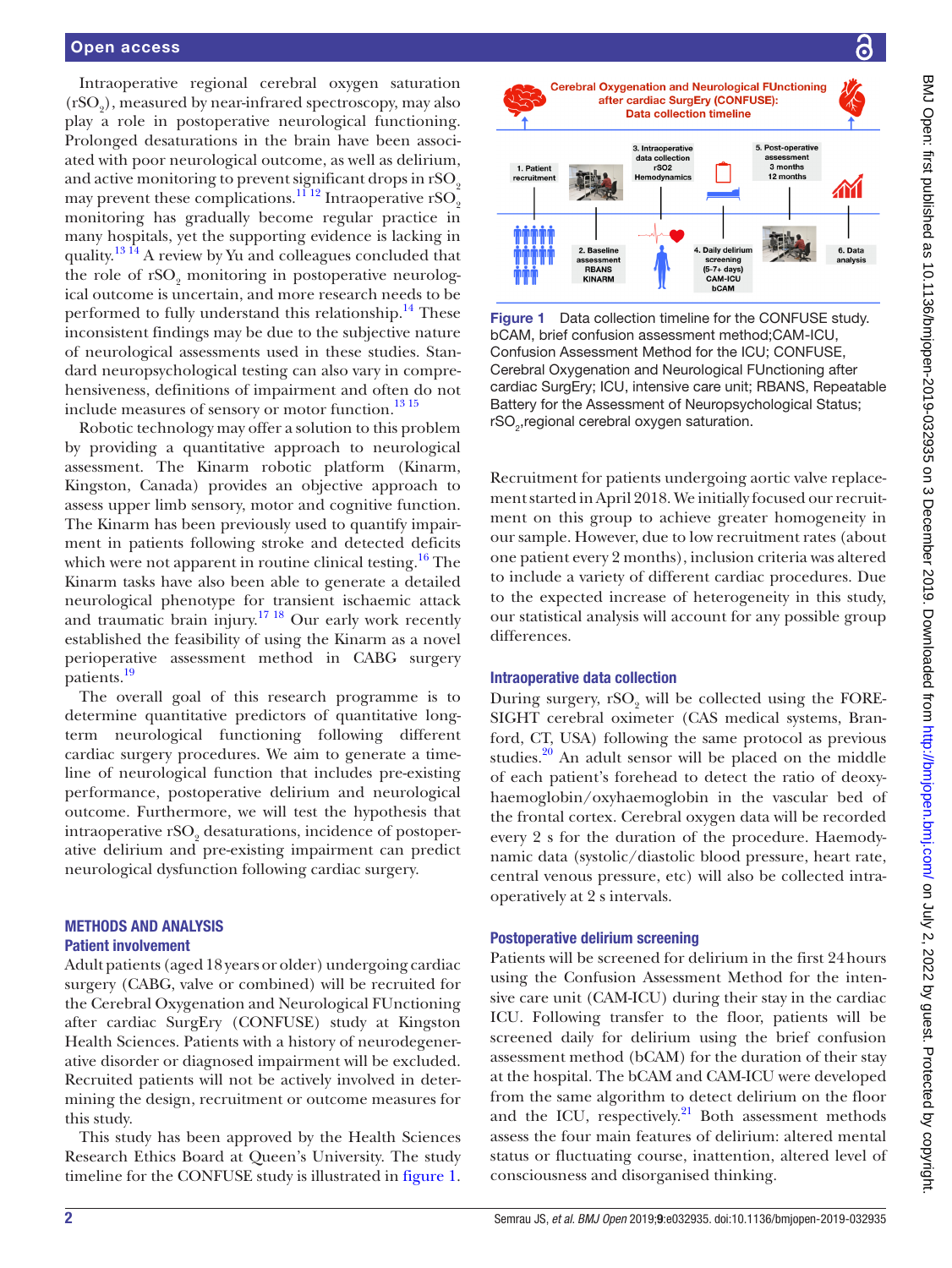Intraoperative regional cerebral oxygen saturation ($rSO_2$), measured by near-infrared spectroscopy, may also play a role in postoperative neurological functioning. Prolonged desaturations in the brain have been associated with poor neurological outcome, as well as delirium, and active monitoring to prevent significant drops in $rSO_2$ may prevent these complications.[11,12] Intraoperative $rSO_2$ monitoring has gradually become regular practice in many hospitals, yet the supporting evidence is lacking in quality.[13,14] A review by Yu and colleagues concluded that the role of $rSO_2$ monitoring in postoperative neurological outcome is uncertain, and more research needs to be performed to fully understand this relationship.[14] These inconsistent findings may be due to the subjective nature of neurological assessments used in these studies. Standard neuropsychological testing can also vary in comprehensiveness, definitions of impairment and often do not include measures of sensory or motor function.[13,15]

Robotic technology may offer a solution to this problem by providing a quantitative approach to neurological assessment. The Kinarm robotic platform (Kinarm, Kingston, Canada) provides an objective approach to assess upper limb sensory, motor and cognitive function. The Kinarm has been previously used to quantify impairment in patients following stroke and detected deficits which were not apparent in routine clinical testing.[16] The Kinarm tasks have also been able to generate a detailed neurological phenotype for transient ischaemic attack and traumatic brain injury.[17,18] Our early work recently established the feasibility of using the Kinarm as a novel perioperative assessment method in CABG surgery patients.[19]

The overall goal of this research programme is to determine quantitative predictors of quantitative long-term neurological functioning following different cardiac surgery procedures. We aim to generate a timeline of neurological function that includes pre-existing performance, postoperative delirium and neurological outcome. Furthermore, we will test the hypothesis that intraoperative $rSO_2$ desaturations, incidence of postoperative delirium and pre-existing impairment can predict neurological dysfunction following cardiac surgery.

## METHODS AND ANALYSIS

### Patient involvement

Adult patients (aged 18 years or older) undergoing cardiac surgery (CABG, valve or combined) will be recruited for the Cerebral Oxygenation and Neurological FUnctioning after cardiac SurgEry (CONFUSE) study at Kingston Health Sciences. Patients with a history of neurodegenerative disorder or diagnosed impairment will be excluded. Recruited patients will not be actively involved in determining the design, recruitment or outcome measures for this study.

This study has been approved by the Health Sciences Research Ethics Board at Queen's University. The study timeline for the CONFUSE study is illustrated in figure 1.

Figure 1 Data collection timeline for the CONFUSE study. bCAM, brief confusion assessment method;CAM-ICU, Confusion Assessment Method for the ICU; CONFUSE, Cerebral Oxygenation and Neurological FUnctioning after cardiac SurgEry; ICU, intensive care unit; RBANS, Repeatable Battery for the Assessment of Neuropsychological Status; $rSO_2$,regional cerebral oxygen saturation.

Recruitment for patients undergoing aortic valve replacement started in April 2018. We initially focused our recruitment on this group to achieve greater homogeneity in our sample. However, due to low recruitment rates (about one patient every 2 months), inclusion criteria was altered to include a variety of different cardiac procedures. Due to the expected increase of heterogeneity in this study, our statistical analysis will account for any possible group differences.

### Intraoperative data collection

During surgery, $rSO_2$ will be collected using the FORESIGHT cerebral oximeter (CAS medical systems, Branford, CT, USA) following the same protocol as previous studies.[20] An adult sensor will be placed on the middle of each patient's forehead to detect the ratio of deoxyhaemoglobin/oxyhaemoglobin in the vascular bed of the frontal cortex. Cerebral oxygen data will be recorded every 2 s for the duration of the procedure. Haemodynamic data (systolic/diastolic blood pressure, heart rate, central venous pressure, etc) will also be collected intraoperatively at 2 s intervals.

### Postoperative delirium screening

Patients will be screened for delirium in the first 24 hours using the Confusion Assessment Method for the intensive care unit (CAM-ICU) during their stay in the cardiac ICU. Following transfer to the floor, patients will be screened daily for delirium using the brief confusion assessment method (bCAM) for the duration of their stay at the hospital. The bCAM and CAM-ICU were developed from the same algorithm to detect delirium on the floor and the ICU, respectively.[21] Both assessment methods assess the four main features of delirium: altered mental status or fluctuating course, inattention, altered level of consciousness and disorganised thinking.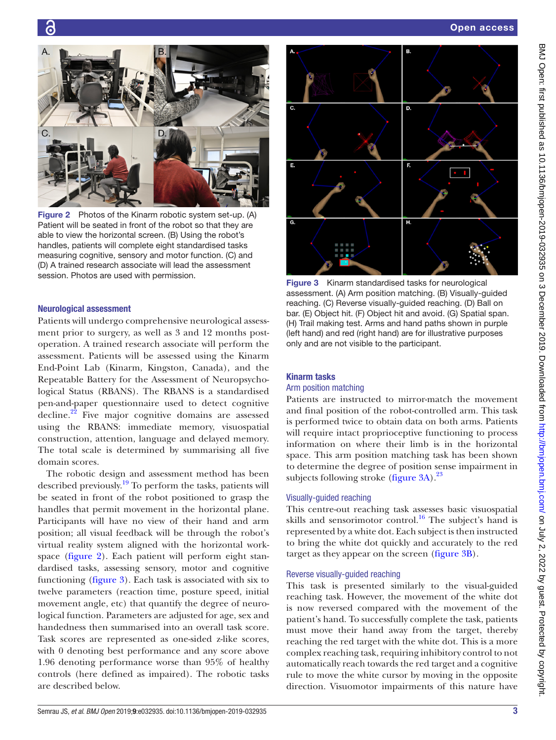Figure 2 Photos of the Kinarm robotic system set-up. (A) Patient will be seated in front of the robot so that they are able to view the horizontal screen. (B) Using the robot's handles, patients will complete eight standardised tasks measuring cognitive, sensory and motor function. (C) and (D) A trained research associate will lead the assessment session. Photos are used with permission.

## Neurological assessment

Patients will undergo comprehensive neurological assessment prior to surgery, as well as 3 and 12 months post-operation. A trained research associate will perform the assessment. Patients will be assessed using the Kinarm End-Point Lab (Kinarm, Kingston, Canada), and the Repeatable Battery for the Assessment of Neuropsychological Status (RBANS). The RBANS is a standardised pen-and-paper questionnaire used to detect cognitive decline.[22] Five major cognitive domains are assessed using the RBANS: immediate memory, visuospatial construction, attention, language and delayed memory. The total scale is determined by summarising all five domain scores.

The robotic design and assessment method has been described previously.[19] To perform the tasks, patients will be seated in front of the robot positioned to grasp the handles that permit movement in the horizontal plane. Participants will have no view of their hand and arm position; all visual feedback will be through the robot's virtual reality system aligned with the horizontal workspace (figure 2). Each patient will perform eight standardised tasks, assessing sensory, motor and cognitive functioning (figure 3). Each task is associated with six to twelve parameters (reaction time, posture speed, initial movement angle, etc) that quantify the degree of neurological function. Parameters are adjusted for age, sex and handedness then summarised into an overall task score. Task scores are represented as one-sided z-like scores, with 0 denoting best performance and any score above 1.96 denoting performance worse than 95% of healthy controls (here defined as impaired). The robotic tasks are described below.

Figure 3 Kinarm standardised tasks for neurological assessment. (A) Arm position matching. (B) Visually-guided reaching. (C) Reverse visually-guided reaching. (D) Ball on bar. (E) Object hit. (F) Object hit and avoid. (G) Spatial span. (H) Trail making test. Arms and hand paths shown in purple (left hand) and red (right hand) are for illustrative purposes only and are not visible to the participant.

## Kinarm tasks

### Arm position matching

Patients are instructed to mirror-match the movement and final position of the robot-controlled arm. This task is performed twice to obtain data on both arms. Patients will require intact proprioceptive functioning to process information on where their limb is in the horizontal space. This arm position matching task has been shown to determine the degree of position sense impairment in subjects following stroke (figure 3A).[23]

### Visually-guided reaching

This centre-out reaching task assesses basic visuospatial skills and sensorimotor control.[16] The subject's hand is represented by a white dot. Each subject is then instructed to bring the white dot quickly and accurately to the red target as they appear on the screen (figure 3B).

### Reverse visually-guided reaching

This task is presented similarly to the visual-guided reaching task. However, the movement of the white dot is now reversed compared with the movement of the patient's hand. To successfully complete the task, patients must move their hand away from the target, thereby reaching the red target with the white dot. This is a more complex reaching task, requiring inhibitory control to not automatically reach towards the red target and a cognitive rule to move the white cursor by moving in the opposite direction. Visuomotor impairments of this nature have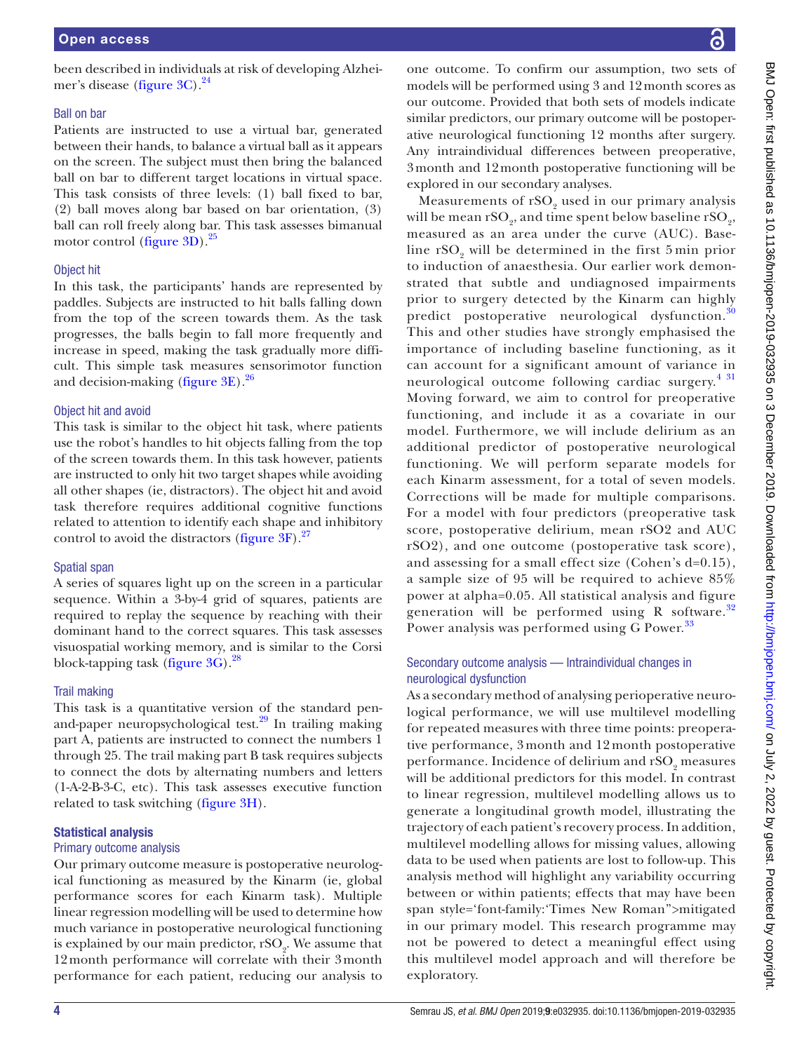been described in individuals at risk of developing Alzheimer's disease (figure 3C).[24]

### Ball on bar

Patients are instructed to use a virtual bar, generated between their hands, to balance a virtual ball as it appears on the screen. The subject must then bring the balanced ball on bar to different target locations in virtual space. This task consists of three levels: (1) ball fixed to bar, (2) ball moves along bar based on bar orientation, (3) ball can roll freely along bar. This task assesses bimanual motor control (figure 3D).[25]

### Object hit

In this task, the participants' hands are represented by paddles. Subjects are instructed to hit balls falling down from the top of the screen towards them. As the task progresses, the balls begin to fall more frequently and increase in speed, making the task gradually more difficult. This simple task measures sensorimotor function and decision-making (figure 3E).[26]

### Object hit and avoid

This task is similar to the object hit task, where patients use the robot's handles to hit objects falling from the top of the screen towards them. In this task however, patients are instructed to only hit two target shapes while avoiding all other shapes (ie, distractors). The object hit and avoid task therefore requires additional cognitive functions related to attention to identify each shape and inhibitory control to avoid the distractors (figure 3F).[27]

### Spatial span

A series of squares light up on the screen in a particular sequence. Within a 3-by-4 grid of squares, patients are required to replay the sequence by reaching with their dominant hand to the correct squares. This task assesses visuospatial working memory, and is similar to the Corsi block-tapping task (figure 3G).[28]

### Trail making

This task is a quantitative version of the standard pen-and-paper neuropsychological test.[29] In trailing making part A, patients are instructed to connect the numbers 1 through 25. The trail making part B task requires subjects to connect the dots by alternating numbers and letters (1-A-2-B-3-C, etc). This task assesses executive function related to task switching (figure 3H).

## Statistical analysis

### Primary outcome analysis

Our primary outcome measure is postoperative neurological functioning as measured by the Kinarm (ie, global performance scores for each Kinarm task). Multiple linear regression modelling will be used to determine how much variance in postoperative neurological functioning is explained by our main predictor, $rSO_2$. We assume that 12 month performance will correlate with their 3 month performance for each patient, reducing our analysis to one outcome. To confirm our assumption, two sets of models will be performed using 3 and 12 month scores as our outcome. Provided that both sets of models indicate similar predictors, our primary outcome will be postoperative neurological functioning 12 months after surgery. Any intraindividual differences between preoperative, 3 month and 12 month postoperative functioning will be explored in our secondary analyses.

Measurements of $rSO_2$ used in our primary analysis will be mean $rSO_2$, and time spent below baseline $rSO_2$, measured as an area under the curve (AUC). Baseline $rSO_2$ will be determined in the first 5 min prior to induction of anaesthesia. Our earlier work demonstrated that subtle and undiagnosed impairments prior to surgery detected by the Kinarm can highly predict postoperative neurological dysfunction.[30] This and other studies have strongly emphasised the importance of including baseline functioning, as it can account for a significant amount of variance in neurological outcome following cardiac surgery.[4,31] Moving forward, we aim to control for preoperative functioning, and include it as a covariate in our model. Furthermore, we will include delirium as an additional predictor of postoperative neurological functioning. We will perform separate models for each Kinarm assessment, for a total of seven models. Corrections will be made for multiple comparisons. For a model with four predictors (preoperative task score, postoperative delirium, mean rSO2 and AUC rSO2), and one outcome (postoperative task score), and assessing for a small effect size (Cohen's d=0.15), a sample size of 95 will be required to achieve 85% power at alpha=0.05. All statistical analysis and figure generation will be performed using R software.[32] Power analysis was performed using G Power.[33]

### Secondary outcome analysis — Intraindividual changes in neurological dysfunction

As a secondary method of analysing perioperative neurological performance, we will use multilevel modelling for repeated measures with three time points: preoperative performance, 3 month and 12 month postoperative performance. Incidence of delirium and $rSO_2$ measures will be additional predictors for this model. In contrast to linear regression, multilevel modelling allows us to generate a longitudinal growth model, illustrating the trajectory of each patient's recovery process. In addition, multilevel modelling allows for missing values, allowing data to be used when patients are lost to follow-up. This analysis method will highlight any variability occurring between or within patients; effects that may have been span style='font-family:'Times New Roman">mitigated in our primary model. This research programme may not be powered to detect a meaningful effect using this multilevel model approach and will therefore be exploratory.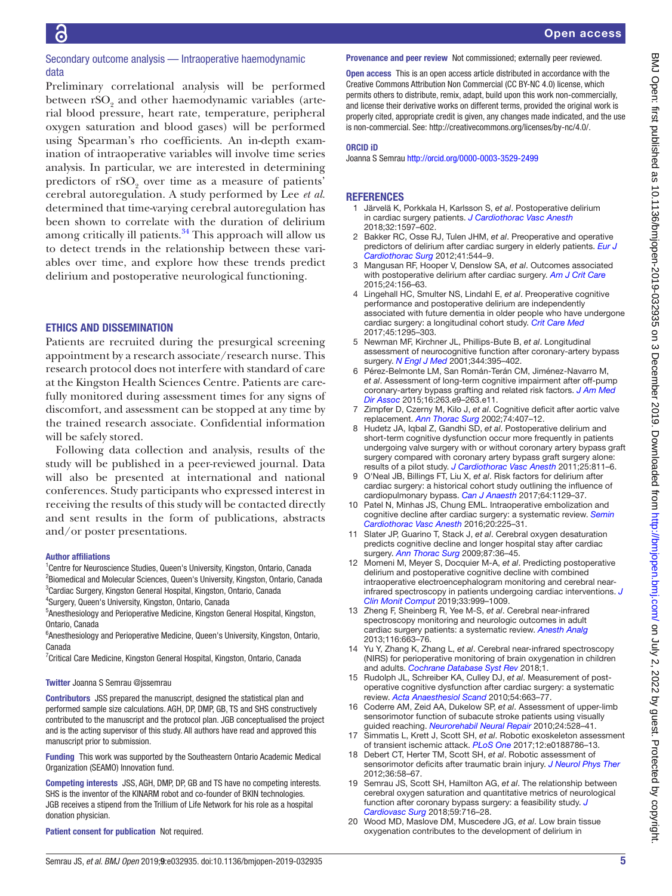### Secondary outcome analysis — Intraoperative haemodynamic data

Preliminary correlational analysis will be performed between $rSO_2$ and other haemodynamic variables (arterial blood pressure, heart rate, temperature, peripheral oxygen saturation and blood gases) will be performed using Spearman's rho coefficients. An in-depth examination of intraoperative variables will involve time series analysis. In particular, we are interested in determining predictors of $rSO_2$ over time as a measure of patients' cerebral autoregulation. A study performed by Lee *et al.* determined that time-varying cerebral autoregulation has been shown to correlate with the duration of delirium among critically ill patients.[34] This approach will allow us to detect trends in the relationship between these variables over time, and explore how these trends predict delirium and postoperative neurological functioning.

## ETHICS AND DISSEMINATION

Patients are recruited during the presurgical screening appointment by a research associate/research nurse. This research protocol does not interfere with standard of care at the Kingston Health Sciences Centre. Patients are carefully monitored during assessment times for any signs of discomfort, and assessment can be stopped at any time by the trained research associate. Confidential information will be safely stored.

Following data collection and analysis, results of the study will be published in a peer-reviewed journal. Data will also be presented at international and national conferences. Study participants who expressed interest in receiving the results of this study will be contacted directly and sent results in the form of publications, abstracts and/or poster presentations.

**Author affiliations**
[1]Centre for Neuroscience Studies, Queen's University, Kingston, Ontario, Canada
[2]Biomedical and Molecular Sciences, Queen's University, Kingston, Ontario, Canada
[3]Cardiac Surgery, Kingston General Hospital, Kingston, Ontario, Canada
[4]Surgery, Queen's University, Kingston, Ontario, Canada
[5]Anesthesiology and Perioperative Medicine, Kingston General Hospital, Kingston, Ontario, Canada
[6]Anesthesiology and Perioperative Medicine, Queen's University, Kingston, Ontario, Canada
[7]Critical Care Medicine, Kingston General Hospital, Kingston, Ontario, Canada

**Twitter** Joanna S Semrau @jssemrau

**Contributors** JSS prepared the manuscript, designed the statistical plan and performed sample size calculations. AGH, DP, DMP, GB, TS and SHS constructively contributed to the manuscript and the protocol plan. JGB conceptualised the project and is the acting supervisor of this study. All authors have read and approved this manuscript prior to submission.

**Funding** This work was supported by the Southeastern Ontario Academic Medical Organization (SEAMO) Innovation fund.

**Competing interests** JSS, AGH, DMP, DP, GB and TS have no competing interests. SHS is the inventor of the KINARM robot and co-founder of BKIN technologies. JGB receives a stipend from the Trillium of Life Network for his role as a hospital donation physician.

**Patient consent for publication** Not required.

**Provenance and peer review** Not commissioned; externally peer reviewed.

**Open access** This is an open access article distributed in accordance with the Creative Commons Attribution Non Commercial (CC BY-NC 4.0) license, which permits others to distribute, remix, adapt, build upon this work non-commercially, and license their derivative works on different terms, provided the original work is properly cited, appropriate credit is given, any changes made indicated, and the use is non-commercial. See: http://creativecommons.org/licenses/by-nc/4.0/.

**ORCID iD**
Joanna S Semrau http://orcid.org/0000-0003-3529-2499

## REFERENCES

1. Järvelä K, Porkkala H, Karlsson S, *et al*. Postoperative delirium in cardiac surgery patients. *J Cardiothorac Vasc Anesth* 2018;32:1597–602.
2. Bakker RC, Osse RJ, Tulen JHM, *et al*. Preoperative and operative predictors of delirium after cardiac surgery in elderly patients. *Eur J Cardiothorac Surg* 2012;41:544–9.
3. Mangusan RF, Hooper V, Denslow SA, *et al*. Outcomes associated with postoperative delirium after cardiac surgery. *Am J Crit Care* 2015;24:156–63.
4. Lingehall HC, Smulter NS, Lindahl E, *et al*. Preoperative cognitive performance and postoperative delirium are independently associated with future dementia in older people who have undergone cardiac surgery: a longitudinal cohort study. *Crit Care Med* 2017;45:1295–303.
5. Newman MF, Kirchner JL, Phillips-Bute B, *et al*. Longitudinal assessment of neurocognitive function after coronary-artery bypass surgery. *N Engl J Med* 2001;344:395–402.
6. Pérez-Belmonte LM, San Román-Terán CM, Jiménez-Navarro M, *et al*. Assessment of long-term cognitive impairment after off-pump coronary-artery bypass grafting and related risk factors. *J Am Med Dir Assoc* 2015;16:263.e9–263.e11.
7. Zimpfer D, Czerny M, Kilo J, *et al*. Cognitive deficit after aortic valve replacement. *Ann Thorac Surg* 2002;74:407–12.
8. Hudetz JA, Iqbal Z, Gandhi SD, *et al*. Postoperative delirium and short-term cognitive dysfunction occur more frequently in patients undergoing valve surgery with or without coronary artery bypass graft surgery compared with coronary artery bypass graft surgery alone: results of a pilot study. *J Cardiothorac Vasc Anesth* 2011;25:811–6.
9. O'Neal JB, Billings FT, Liu X, *et al*. Risk factors for delirium after cardiac surgery: a historical cohort study outlining the influence of cardiopulmonary bypass. *Can J Anaesth* 2017;64:1129–37.
10. Patel N, Minhas JS, Chung EML. Intraoperative embolization and cognitive decline after cardiac surgery: a systematic review. *Semin Cardiothorac Vasc Anesth* 2016;20:225–31.
11. Slater JP, Guarino T, Stack J, *et al*. Cerebral oxygen desaturation predicts cognitive decline and longer hospital stay after cardiac surgery. *Ann Thorac Surg* 2009;87:36–45.
12. Momeni M, Meyer S, Docquier M-A, *et al*. Predicting postoperative delirium and postoperative cognitive decline with combined intraoperative electroencephalogram monitoring and cerebral near-infrared spectroscopy in patients undergoing cardiac interventions. *J Clin Monit Comput* 2019;33:999–1009.
13. Zheng F, Sheinberg R, Yee M-S, *et al*. Cerebral near-infrared spectroscopy monitoring and neurologic outcomes in adult cardiac surgery patients: a systematic review. *Anesth Analg* 2013;116:663–76.
14. Yu Y, Zhang K, Zhang L, *et al*. Cerebral near-infrared spectroscopy (NIRS) for perioperative monitoring of brain oxygenation in children and adults. *Cochrane Database Syst Rev* 2018;1.
15. Rudolph JL, Schreiber KA, Culley DJ, *et al*. Measurement of post-operative cognitive dysfunction after cardiac surgery: a systematic review. *Acta Anaesthesiol Scand* 2010;54:663–77.
16. Coderre AM, Zeid AA, Dukelow SP, *et al*. Assessment of upper-limb sensorimotor function of subacute stroke patients using visually guided reaching. *Neurorehabil Neural Repair* 2010;24:528–41.
17. Simmatis L, Krett J, Scott SH, *et al*. Robotic exoskeleton assessment of transient ischemic attack. *PLoS One* 2017;12:e0188786–13.
18. Debert CT, Herter TM, Scott SH, *et al*. Robotic assessment of sensorimotor deficits after traumatic brain injury. *J Neurol Phys Ther* 2012;36:58–67.
19. Semrau JS, Scott SH, Hamilton AG, *et al*. The relationship between cerebral oxygen saturation and quantitative metrics of neurological function after coronary bypass surgery: a feasibility study. *J Cardiovasc Surg* 2018;59:716–28.
20. Wood MD, Maslove DM, Muscedere JG, *et al*. Low brain tissue oxygenation contributes to the development of delirium in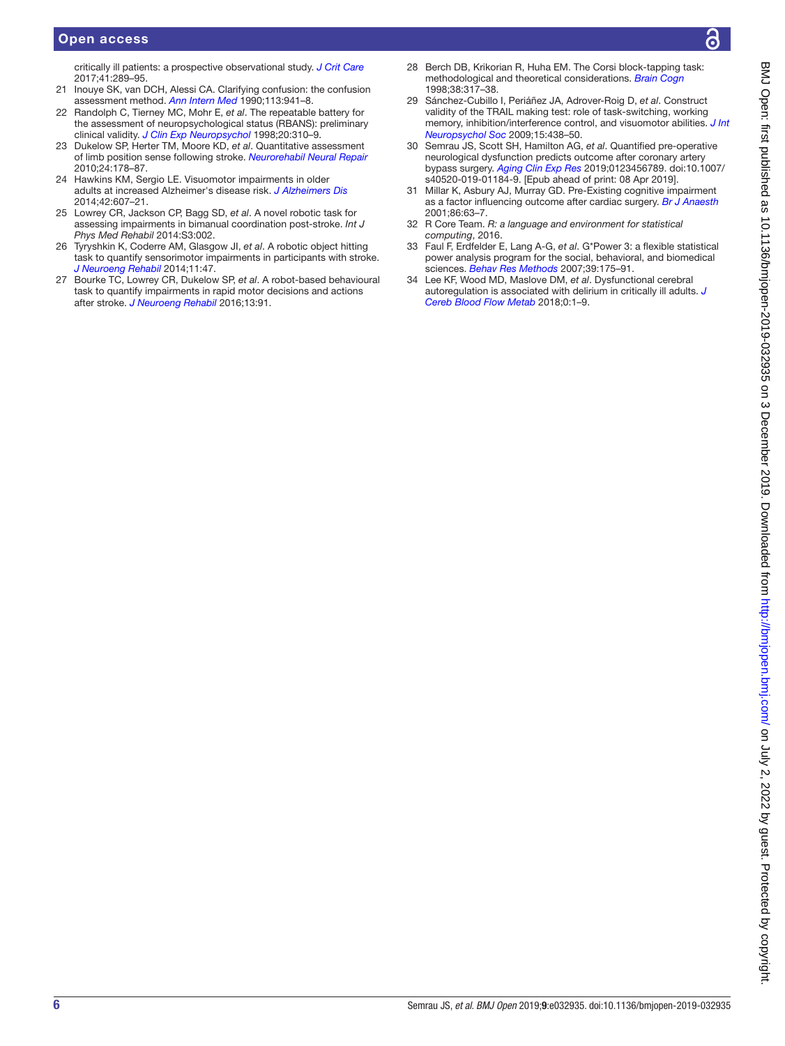critically ill patients: a prospective observational study. *J Crit Care* 2017;41:289–95.

21 Inouye SK, van DCH, Alessi CA. Clarifying confusion: the confusion assessment method. *Ann Intern Med* 1990;113:941–8.

22 Randolph C, Tierney MC, Mohr E, *et al*. The repeatable battery for the assessment of neuropsychological status (RBANS): preliminary clinical validity. *J Clin Exp Neuropsychol* 1998;20:310–9.

23 Dukelow SP, Herter TM, Moore KD, *et al*. Quantitative assessment of limb position sense following stroke. *Neurorehabil Neural Repair* 2010;24:178–87.

24 Hawkins KM, Sergio LE. Visuomotor impairments in older adults at increased Alzheimer's disease risk. *J Alzheimers Dis* 2014;42:607–21.

25 Lowrey CR, Jackson CP, Bagg SD, *et al*. A novel robotic task for assessing impairments in bimanual coordination post-stroke. *Int J Phys Med Rehabil* 2014:S3:002.

26 Tyryshkin K, Coderre AM, Glasgow JI, *et al*. A robotic object hitting task to quantify sensorimotor impairments in participants with stroke. *J Neuroeng Rehabil* 2014;11:47.

27 Bourke TC, Lowrey CR, Dukelow SP, *et al*. A robot-based behavioural task to quantify impairments in rapid motor decisions and actions after stroke. *J Neuroeng Rehabil* 2016;13:91.

28 Berch DB, Krikorian R, Huha EM. The Corsi block-tapping task: methodological and theoretical considerations. *Brain Cogn* 1998;38:317–38.

29 Sánchez-Cubillo I, Periáñez JA, Adrover-Roig D, *et al*. Construct validity of the TRAIL making test: role of task-switching, working memory, inhibition/interference control, and visuomotor abilities. *J Int Neuropsychol Soc* 2009;15:438–50.

30 Semrau JS, Scott SH, Hamilton AG, *et al*. Quantified pre-operative neurological dysfunction predicts outcome after coronary artery bypass surgery. *Aging Clin Exp Res* 2019;0123456789. doi:10.1007/s40520-019-01184-9. [Epub ahead of print: 08 Apr 2019].

31 Millar K, Asbury AJ, Murray GD. Pre-Existing cognitive impairment as a factor influencing outcome after cardiac surgery. *Br J Anaesth* 2001;86:63–7.

32 R Core Team. *R: a language and environment for statistical computing*, 2016.

33 Faul F, Erdfelder E, Lang A-G, *et al*. G*Power 3: a flexible statistical power analysis program for the social, behavioral, and biomedical sciences. *Behav Res Methods* 2007;39:175–91.

34 Lee KF, Wood MD, Maslove DM, *et al*. Dysfunctional cerebral autoregulation is associated with delirium in critically ill adults. *J Cereb Blood Flow Metab* 2018;0:1–9.